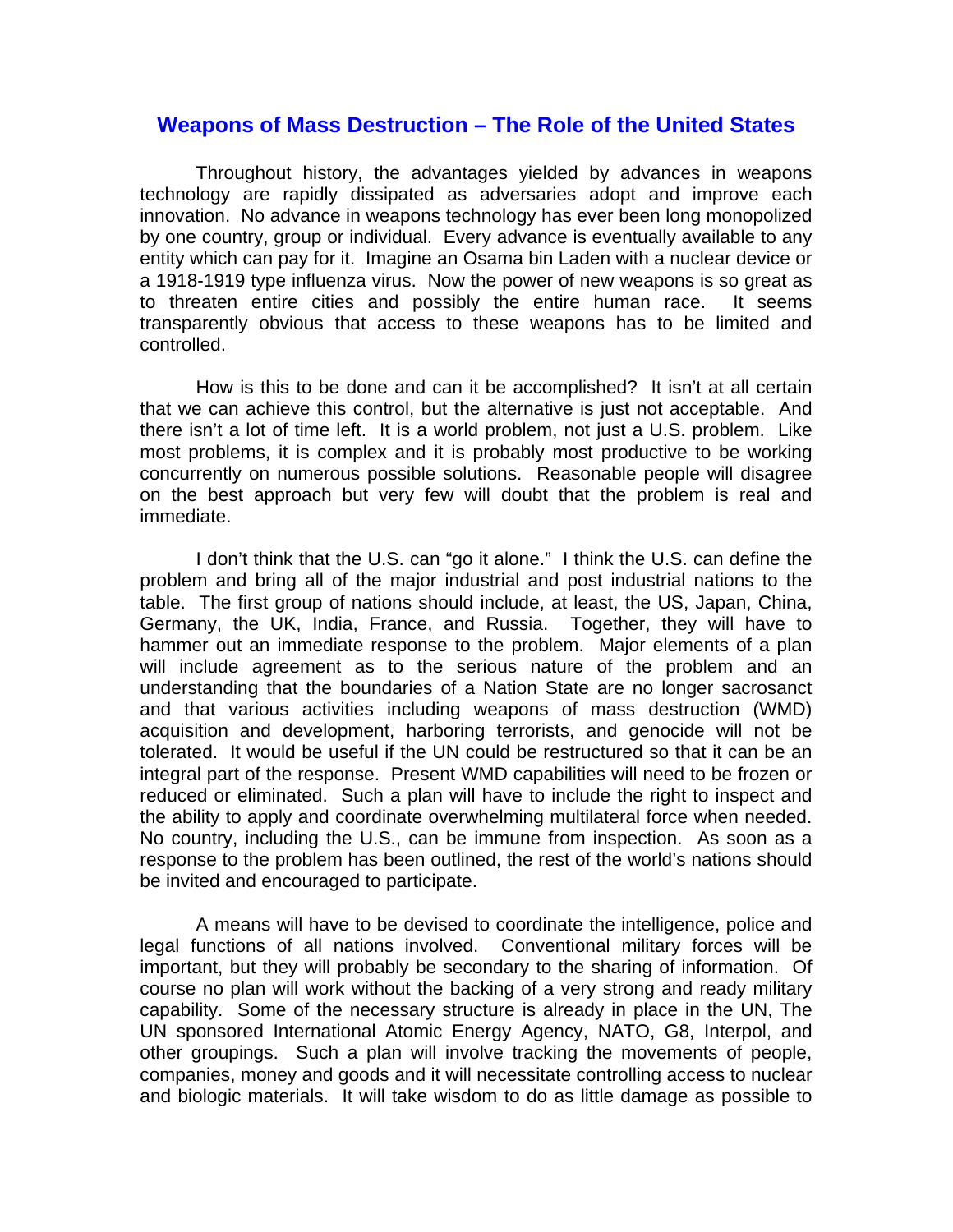# Weapons of Mass Destruction – The Role of the United States

Throughout history, the advantages yielded by advances in weapons technology are rapidly dissipated as adversaries adopt and improve each innovation. No advance in weapons technology has ever been long monopolized by one country, group or individual. Every advance is eventually available to any entity which can pay for it. Imagine an Osama bin Laden with a nuclear device or a 1918-1919 type influenza virus. Now the power of new weapons is so great as to threaten entire cities and possibly the entire human race. It seems transparently obvious that access to these weapons has to be limited and controlled.

How is this to be done and can it be accomplished? It isn't at all certain that we can achieve this control, but the alternative is just not acceptable. And there isn't a lot of time left. It is a world problem, not just a U.S. problem. Like most problems, it is complex and it is probably most productive to be working concurrently on numerous possible solutions. Reasonable people will disagree on the best approach but very few will doubt that the problem is real and immediate.

I don't think that the U.S. can "go it alone." I think the U.S. can define the problem and bring all of the major industrial and post industrial nations to the table. The first group of nations should include, at least, the US, Japan, China, Germany, the UK, India, France, and Russia. Together, they will have to hammer out an immediate response to the problem. Major elements of a plan will include agreement as to the serious nature of the problem and an understanding that the boundaries of a Nation State are no longer sacrosanct and that various activities including weapons of mass destruction (WMD) acquisition and development, harboring terrorists, and genocide will not be tolerated. It would be useful if the UN could be restructured so that it can be an integral part of the response. Present WMD capabilities will need to be frozen or reduced or eliminated. Such a plan will have to include the right to inspect and the ability to apply and coordinate overwhelming multilateral force when needed. No country, including the U.S., can be immune from inspection. As soon as a response to the problem has been outlined, the rest of the world's nations should be invited and encouraged to participate.

A means will have to be devised to coordinate the intelligence, police and legal functions of all nations involved. Conventional military forces will be important, but they will probably be secondary to the sharing of information. Of course no plan will work without the backing of a very strong and ready military capability. Some of the necessary structure is already in place in the UN, The UN sponsored International Atomic Energy Agency, NATO, G8, Interpol, and other groupings. Such a plan will involve tracking the movements of people, companies, money and goods and it will necessitate controlling access to nuclear and biologic materials. It will take wisdom to do as little damage as possible to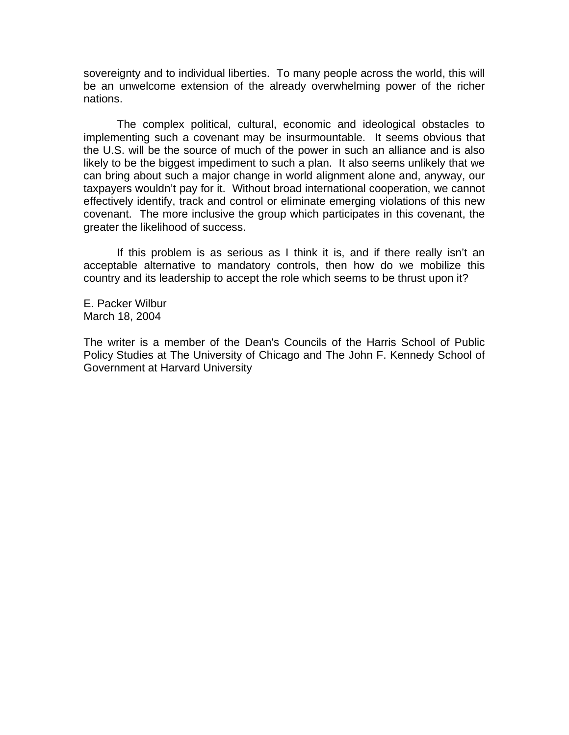sovereignty and to individual liberties. To many people across the world, this will be an unwelcome extension of the already overwhelming power of the richer nations.

The complex political, cultural, economic and ideological obstacles to implementing such a covenant may be insurmountable. It seems obvious that the U.S. will be the source of much of the power in such an alliance and is also likely to be the biggest impediment to such a plan. It also seems unlikely that we can bring about such a major change in world alignment alone and, anyway, our taxpayers wouldn't pay for it. Without broad international cooperation, we cannot effectively identify, track and control or eliminate emerging violations of this new covenant. The more inclusive the group which participates in this covenant, the greater the likelihood of success.

If this problem is as serious as I think it is, and if there really isn't an acceptable alternative to mandatory controls, then how do we mobilize this country and its leadership to accept the role which seems to be thrust upon it?

E. Packer Wilbur
March 18, 2004

The writer is a member of the Dean's Councils of the Harris School of Public Policy Studies at The University of Chicago and The John F. Kennedy School of Government at Harvard University